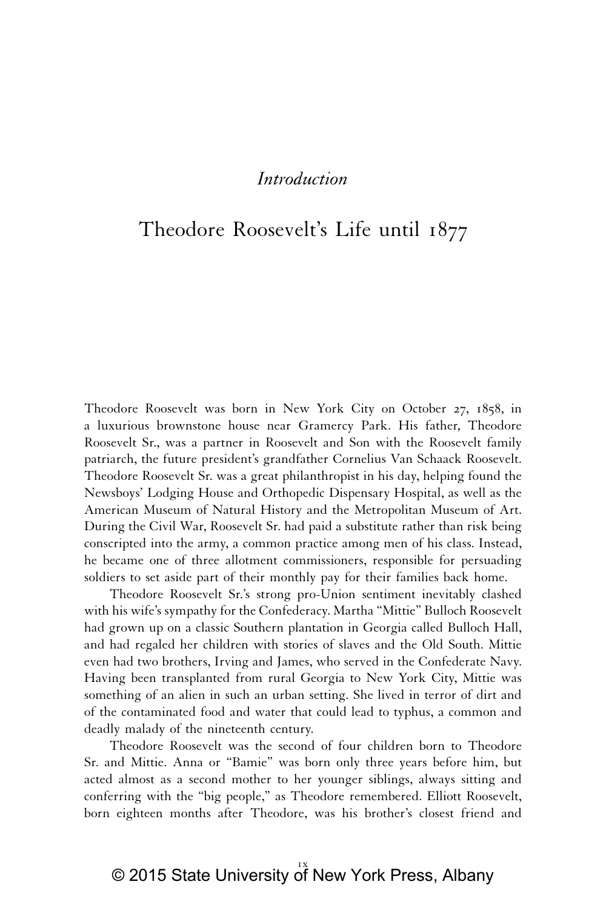*Introduction*

# Theodore Roosevelt's Life until 1877

Theodore Roosevelt was born in New York City on October 27, 1858, in a luxurious brownstone house near Gramercy Park. His father, Theodore Roosevelt Sr., was a partner in Roosevelt and Son with the Roosevelt family patriarch, the future president's grandfather Cornelius Van Schaack Roosevelt. Theodore Roosevelt Sr. was a great philanthropist in his day, helping found the Newsboys' Lodging House and Orthopedic Dispensary Hospital, as well as the American Museum of Natural History and the Metropolitan Museum of Art. During the Civil War, Roosevelt Sr. had paid a substitute rather than risk being conscripted into the army, a common practice among men of his class. Instead, he became one of three allotment commissioners, responsible for persuading soldiers to set aside part of their monthly pay for their families back home.

Theodore Roosevelt Sr.'s strong pro-Union sentiment inevitably clashed with his wife's sympathy for the Confederacy. Martha "Mittie" Bulloch Roosevelt had grown up on a classic Southern plantation in Georgia called Bulloch Hall, and had regaled her children with stories of slaves and the Old South. Mittie even had two brothers, Irving and James, who served in the Confederate Navy. Having been transplanted from rural Georgia to New York City, Mittie was something of an alien in such an urban setting. She lived in terror of dirt and of the contaminated food and water that could lead to typhus, a common and deadly malady of the nineteenth century.

Theodore Roosevelt was the second of four children born to Theodore Sr. and Mittie. Anna or "Bamie" was born only three years before him, but acted almost as a second mother to her younger siblings, always sitting and conferring with the "big people," as Theodore remembered. Elliott Roosevelt, born eighteen months after Theodore, was his brother's closest friend and

© 2015 State University of New York Press, Albany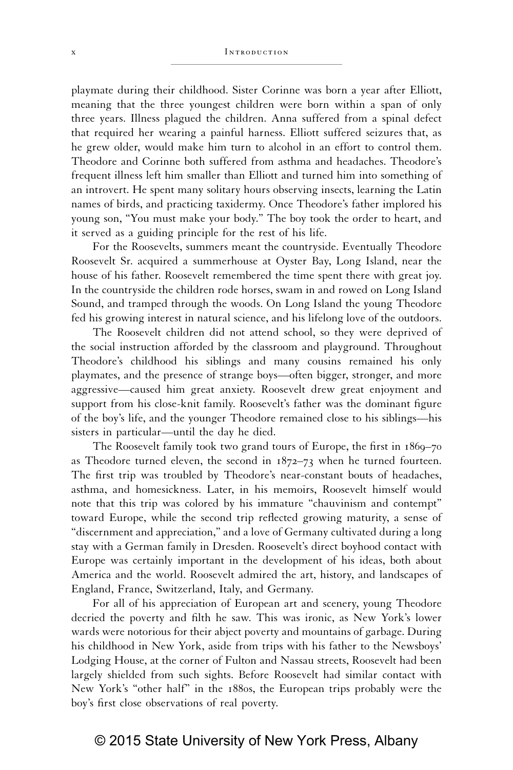playmate during their childhood. Sister Corinne was born a year after Elliott, meaning that the three youngest children were born within a span of only three years. Illness plagued the children. Anna suffered from a spinal defect that required her wearing a painful harness. Elliott suffered seizures that, as he grew older, would make him turn to alcohol in an effort to control them. Theodore and Corinne both suffered from asthma and headaches. Theodore's frequent illness left him smaller than Elliott and turned him into something of an introvert. He spent many solitary hours observing insects, learning the Latin names of birds, and practicing taxidermy. Once Theodore's father implored his young son, "You must make your body." The boy took the order to heart, and it served as a guiding principle for the rest of his life.

For the Roosevelts, summers meant the countryside. Eventually Theodore Roosevelt Sr. acquired a summerhouse at Oyster Bay, Long Island, near the house of his father. Roosevelt remembered the time spent there with great joy. In the countryside the children rode horses, swam in and rowed on Long Island Sound, and tramped through the woods. On Long Island the young Theodore fed his growing interest in natural science, and his lifelong love of the outdoors.

The Roosevelt children did not attend school, so they were deprived of the social instruction afforded by the classroom and playground. Throughout Theodore's childhood his siblings and many cousins remained his only playmates, and the presence of strange boys—often bigger, stronger, and more aggressive—caused him great anxiety. Roosevelt drew great enjoyment and support from his close-knit family. Roosevelt's father was the dominant figure of the boy's life, and the younger Theodore remained close to his siblings—his sisters in particular—until the day he died.

The Roosevelt family took two grand tours of Europe, the first in 1869–70 as Theodore turned eleven, the second in 1872–73 when he turned fourteen. The first trip was troubled by Theodore's near-constant bouts of headaches, asthma, and homesickness. Later, in his memoirs, Roosevelt himself would note that this trip was colored by his immature "chauvinism and contempt" toward Europe, while the second trip reflected growing maturity, a sense of "discernment and appreciation," and a love of Germany cultivated during a long stay with a German family in Dresden. Roosevelt's direct boyhood contact with Europe was certainly important in the development of his ideas, both about America and the world. Roosevelt admired the art, history, and landscapes of England, France, Switzerland, Italy, and Germany.

For all of his appreciation of European art and scenery, young Theodore decried the poverty and filth he saw. This was ironic, as New York's lower wards were notorious for their abject poverty and mountains of garbage. During his childhood in New York, aside from trips with his father to the Newsboys' Lodging House, at the corner of Fulton and Nassau streets, Roosevelt had been largely shielded from such sights. Before Roosevelt had similar contact with New York's "other half" in the 1880s, the European trips probably were the boy's first close observations of real poverty.

© 2015 State University of New York Press, Albany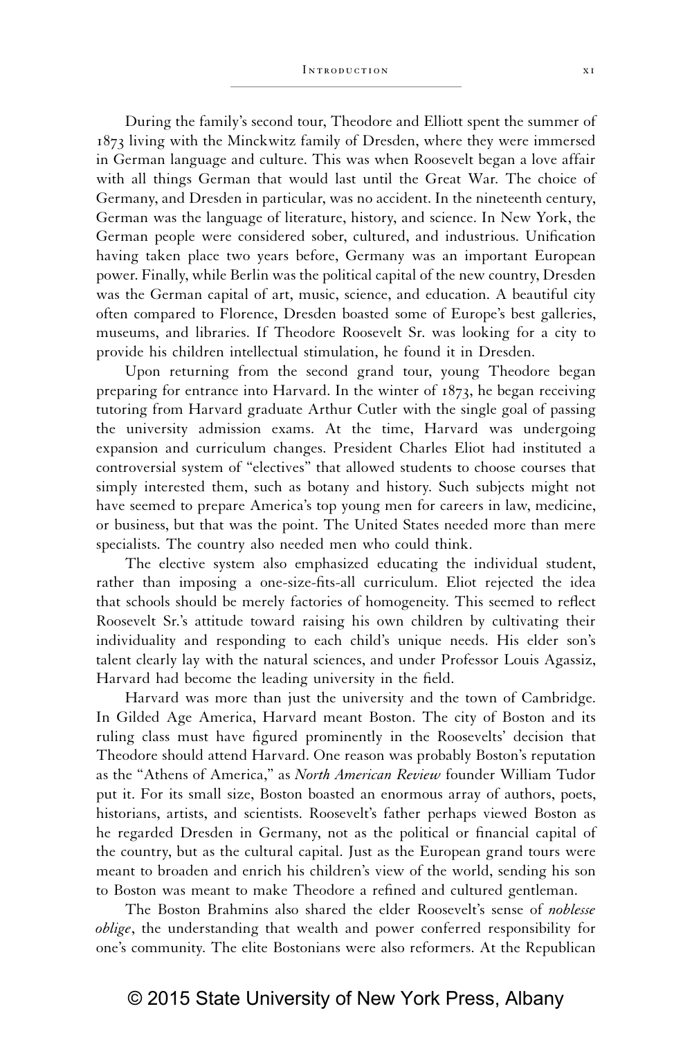During the family's second tour, Theodore and Elliott spent the summer of 1873 living with the Minckwitz family of Dresden, where they were immersed in German language and culture. This was when Roosevelt began a love affair with all things German that would last until the Great War. The choice of Germany, and Dresden in particular, was no accident. In the nineteenth century, German was the language of literature, history, and science. In New York, the German people were considered sober, cultured, and industrious. Unification having taken place two years before, Germany was an important European power. Finally, while Berlin was the political capital of the new country, Dresden was the German capital of art, music, science, and education. A beautiful city often compared to Florence, Dresden boasted some of Europe's best galleries, museums, and libraries. If Theodore Roosevelt Sr. was looking for a city to provide his children intellectual stimulation, he found it in Dresden.

Upon returning from the second grand tour, young Theodore began preparing for entrance into Harvard. In the winter of 1873, he began receiving tutoring from Harvard graduate Arthur Cutler with the single goal of passing the university admission exams. At the time, Harvard was undergoing expansion and curriculum changes. President Charles Eliot had instituted a controversial system of "electives" that allowed students to choose courses that simply interested them, such as botany and history. Such subjects might not have seemed to prepare America's top young men for careers in law, medicine, or business, but that was the point. The United States needed more than mere specialists. The country also needed men who could think.

The elective system also emphasized educating the individual student, rather than imposing a one-size-fits-all curriculum. Eliot rejected the idea that schools should be merely factories of homogeneity. This seemed to reflect Roosevelt Sr.'s attitude toward raising his own children by cultivating their individuality and responding to each child's unique needs. His elder son's talent clearly lay with the natural sciences, and under Professor Louis Agassiz, Harvard had become the leading university in the field.

Harvard was more than just the university and the town of Cambridge. In Gilded Age America, Harvard meant Boston. The city of Boston and its ruling class must have figured prominently in the Roosevelts' decision that Theodore should attend Harvard. One reason was probably Boston's reputation as the "Athens of America," as *North American Review* founder William Tudor put it. For its small size, Boston boasted an enormous array of authors, poets, historians, artists, and scientists. Roosevelt's father perhaps viewed Boston as he regarded Dresden in Germany, not as the political or financial capital of the country, but as the cultural capital. Just as the European grand tours were meant to broaden and enrich his children's view of the world, sending his son to Boston was meant to make Theodore a refined and cultured gentleman.

The Boston Brahmins also shared the elder Roosevelt's sense of *noblesse oblige*, the understanding that wealth and power conferred responsibility for one's community. The elite Bostonians were also reformers. At the Republican

© 2015 State University of New York Press, Albany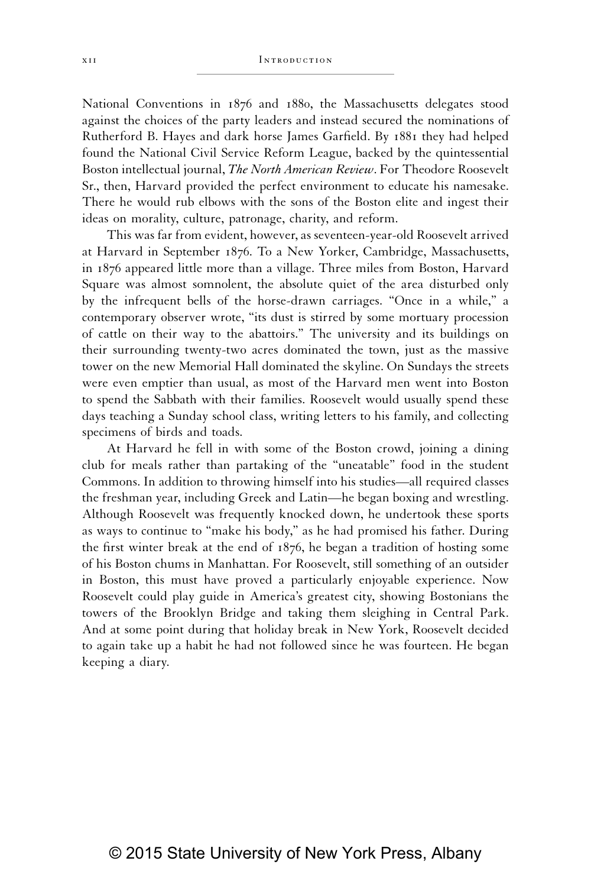National Conventions in 1876 and 1880, the Massachusetts delegates stood against the choices of the party leaders and instead secured the nominations of Rutherford B. Hayes and dark horse James Garfield. By 1881 they had helped found the National Civil Service Reform League, backed by the quintessential Boston intellectual journal, *The North American Review*. For Theodore Roosevelt Sr., then, Harvard provided the perfect environment to educate his namesake. There he would rub elbows with the sons of the Boston elite and ingest their ideas on morality, culture, patronage, charity, and reform.

This was far from evident, however, as seventeen-year-old Roosevelt arrived at Harvard in September 1876. To a New Yorker, Cambridge, Massachusetts, in 1876 appeared little more than a village. Three miles from Boston, Harvard Square was almost somnolent, the absolute quiet of the area disturbed only by the infrequent bells of the horse-drawn carriages. "Once in a while," a contemporary observer wrote, "its dust is stirred by some mortuary procession of cattle on their way to the abattoirs." The university and its buildings on their surrounding twenty-two acres dominated the town, just as the massive tower on the new Memorial Hall dominated the skyline. On Sundays the streets were even emptier than usual, as most of the Harvard men went into Boston to spend the Sabbath with their families. Roosevelt would usually spend these days teaching a Sunday school class, writing letters to his family, and collecting specimens of birds and toads.

At Harvard he fell in with some of the Boston crowd, joining a dining club for meals rather than partaking of the "uneatable" food in the student Commons. In addition to throwing himself into his studies—all required classes the freshman year, including Greek and Latin—he began boxing and wrestling. Although Roosevelt was frequently knocked down, he undertook these sports as ways to continue to "make his body," as he had promised his father. During the first winter break at the end of 1876, he began a tradition of hosting some of his Boston chums in Manhattan. For Roosevelt, still something of an outsider in Boston, this must have proved a particularly enjoyable experience. Now Roosevelt could play guide in America's greatest city, showing Bostonians the towers of the Brooklyn Bridge and taking them sleighing in Central Park. And at some point during that holiday break in New York, Roosevelt decided to again take up a habit he had not followed since he was fourteen. He began keeping a diary.

© 2015 State University of New York Press, Albany